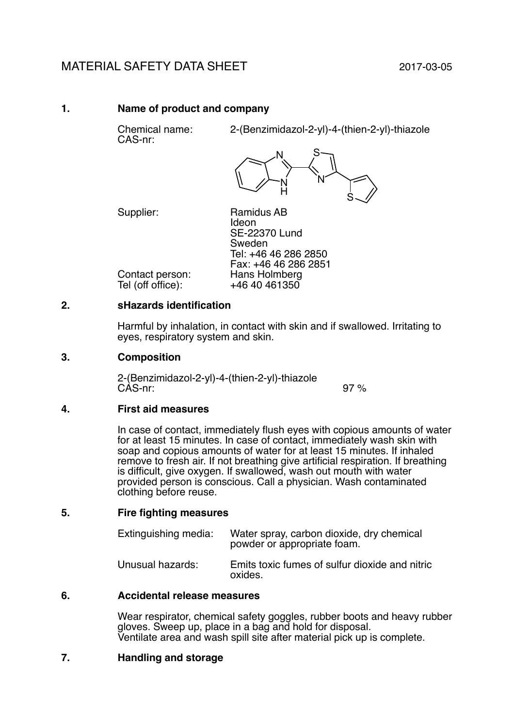# MATERIAL SAFETY DATA SHEET

2017-03-05

## 1. Name of product and company

Chemical name: 2-(Benzimidazol-2-yl)-4-(thien-2-yl)-thiazole
CAS-nr:

Supplier: Ramidus AB
Ideon
SE-22370 Lund
Sweden
Tel: +46 46 286 2850
Fax: +46 46 286 2851

Contact person: Hans Holmberg
Tel (off office): +46 40 461350

## 2. sHazards identification

Harmful by inhalation, in contact with skin and if swallowed. Irritating to eyes, respiratory system and skin.

## 3. Composition

2-(Benzimidazol-2-yl)-4-(thien-2-yl)-thiazole
CAS-nr: 97 %

## 4. First aid measures

In case of contact, immediately flush eyes with copious amounts of water for at least 15 minutes. In case of contact, immediately wash skin with soap and copious amounts of water for at least 15 minutes. If inhaled remove to fresh air. If not breathing give artificial respiration. If breathing is difficult, give oxygen. If swallowed, wash out mouth with water provided person is conscious. Call a physician. Wash contaminated clothing before reuse.

## 5. Fire fighting measures

Extinguishing media: Water spray, carbon dioxide, dry chemical powder or appropriate foam.

Unusual hazards: Emits toxic fumes of sulfur dioxide and nitric oxides.

## 6. Accidental release measures

Wear respirator, chemical safety goggles, rubber boots and heavy rubber gloves. Sweep up, place in a bag and hold for disposal.
Ventilate area and wash spill site after material pick up is complete.

## 7. Handling and storage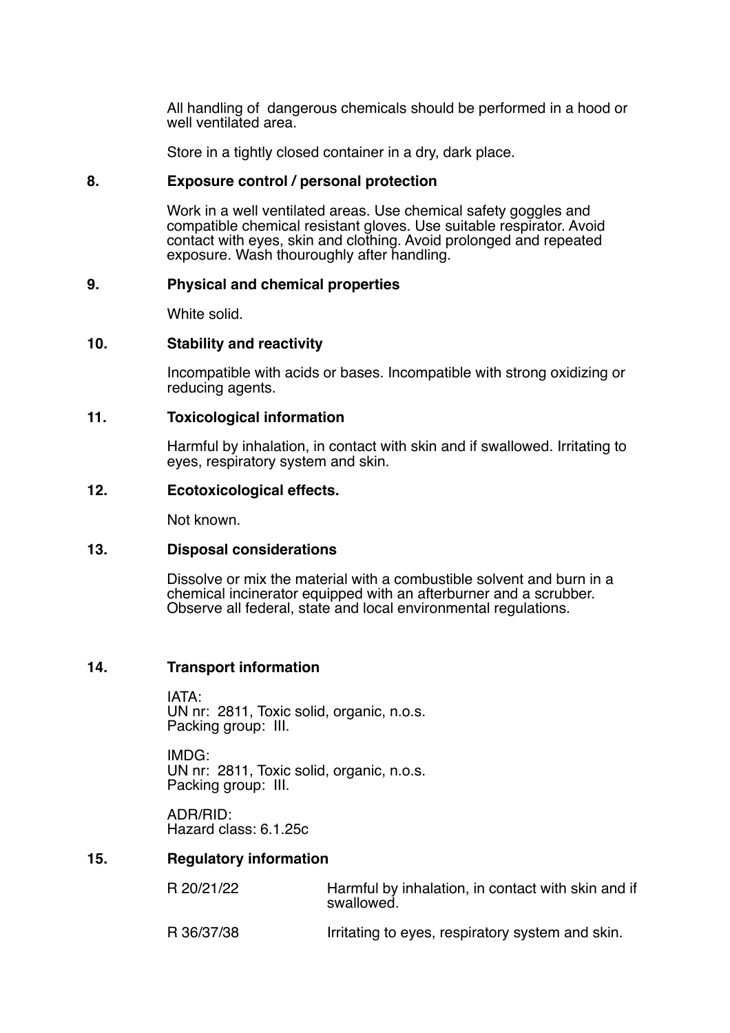All handling of dangerous chemicals should be performed in a hood or well ventilated area.

Store in a tightly closed container in a dry, dark place.

## 8. Exposure control / personal protection

Work in a well ventilated areas. Use chemical safety goggles and compatible chemical resistant gloves. Use suitable respirator. Avoid contact with eyes, skin and clothing. Avoid prolonged and repeated exposure. Wash thouroughly after handling.

## 9. Physical and chemical properties

White solid.

## 10. Stability and reactivity

Incompatible with acids or bases. Incompatible with strong oxidizing or reducing agents.

## 11. Toxicological information

Harmful by inhalation, in contact with skin and if swallowed. Irritating to eyes, respiratory system and skin.

## 12. Ecotoxicological effects.

Not known.

## 13. Disposal considerations

Dissolve or mix the material with a combustible solvent and burn in a chemical incinerator equipped with an afterburner and a scrubber. Observe all federal, state and local environmental regulations.

## 14. Transport information

IATA:
UN nr: 2811, Toxic solid, organic, n.o.s.
Packing group: III.

IMDG:
UN nr: 2811, Toxic solid, organic, n.o.s.
Packing group: III.

ADR/RID:
Hazard class: 6.1.25c

## 15. Regulatory information

| | |
|---|---|
| R 20/21/22 | Harmful by inhalation, in contact with skin and if swallowed. |
| R 36/37/38 | Irritating to eyes, respiratory system and skin. |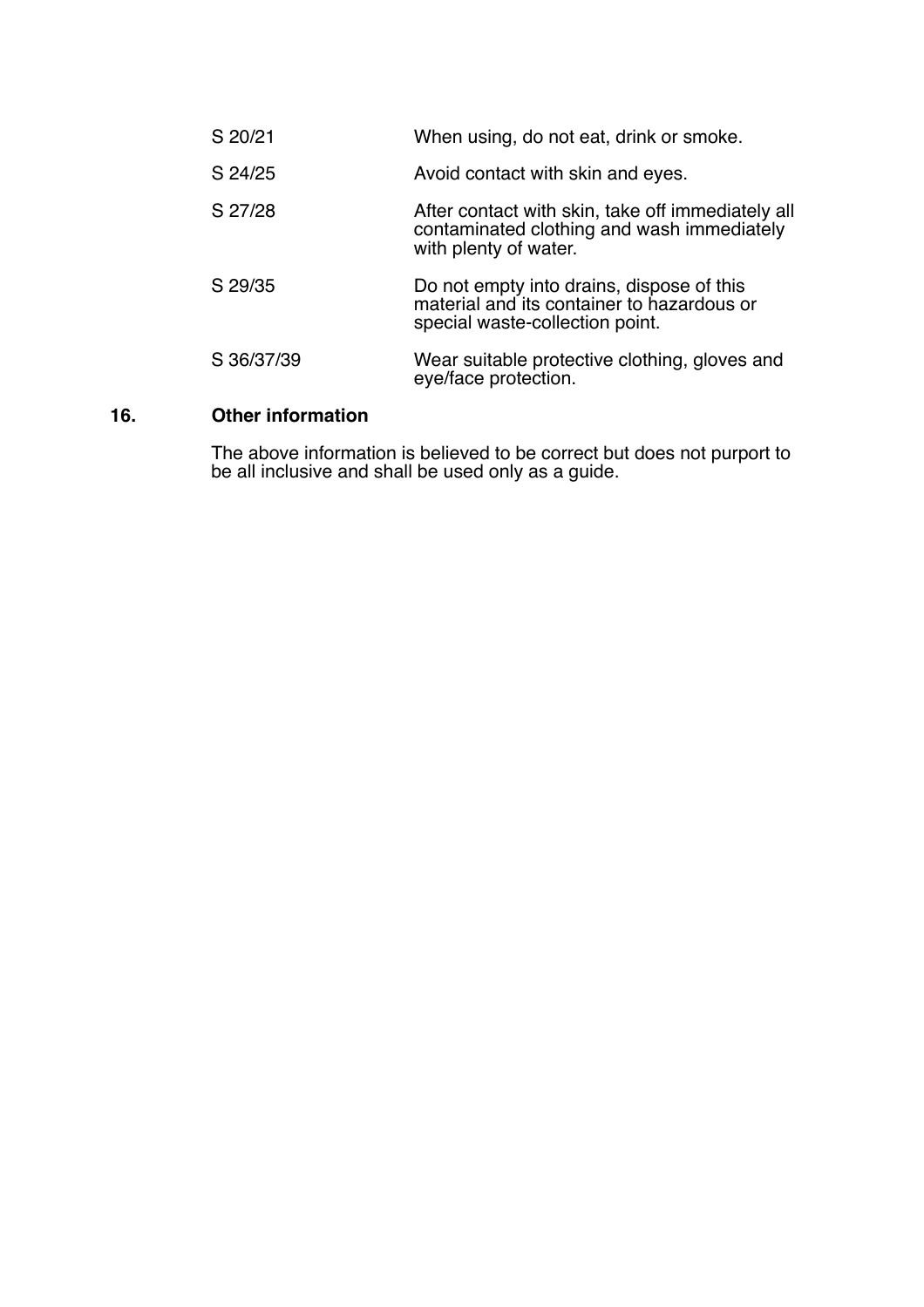| | |
|---|---|
| S 20/21 | When using, do not eat, drink or smoke. |
| S 24/25 | Avoid contact with skin and eyes. |
| S 27/28 | After contact with skin, take off immediately all contaminated clothing and wash immediately with plenty of water. |
| S 29/35 | Do not empty into drains, dispose of this material and its container to hazardous or special waste-collection point. |
| S 36/37/39 | Wear suitable protective clothing, gloves and eye/face protection. |

## 16. Other information

The above information is believed to be correct but does not purport to be all inclusive and shall be used only as a guide.